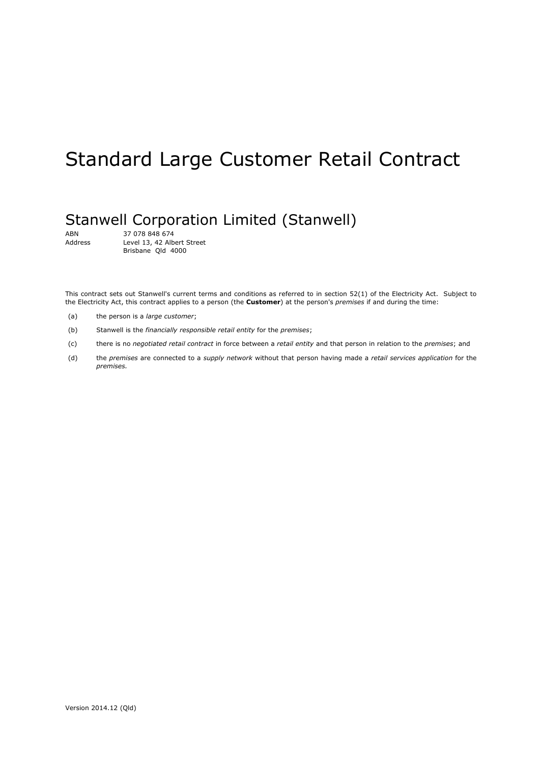# Standard Large Customer Retail Contract

## Stanwell Corporation Limited (Stanwell)

ABN 37 078 848 674
Address Level 13, 42 Albert Street
Brisbane Qld 4000

This contract sets out Stanwell's current terms and conditions as referred to in section 52(1) of the Electricity Act. Subject to the Electricity Act, this contract applies to a person (the **Customer**) at the person's *premises* if and during the time:

(a) the person is a *large customer*;

(b) Stanwell is the *financially responsible retail entity* for the *premises*;

(c) there is no *negotiated retail contract* in force between a *retail entity* and that person in relation to the *premises*; and

(d) the *premises* are connected to a *supply network* without that person having made a *retail services application* for the *premises.*

Version 2014.12 (Qld)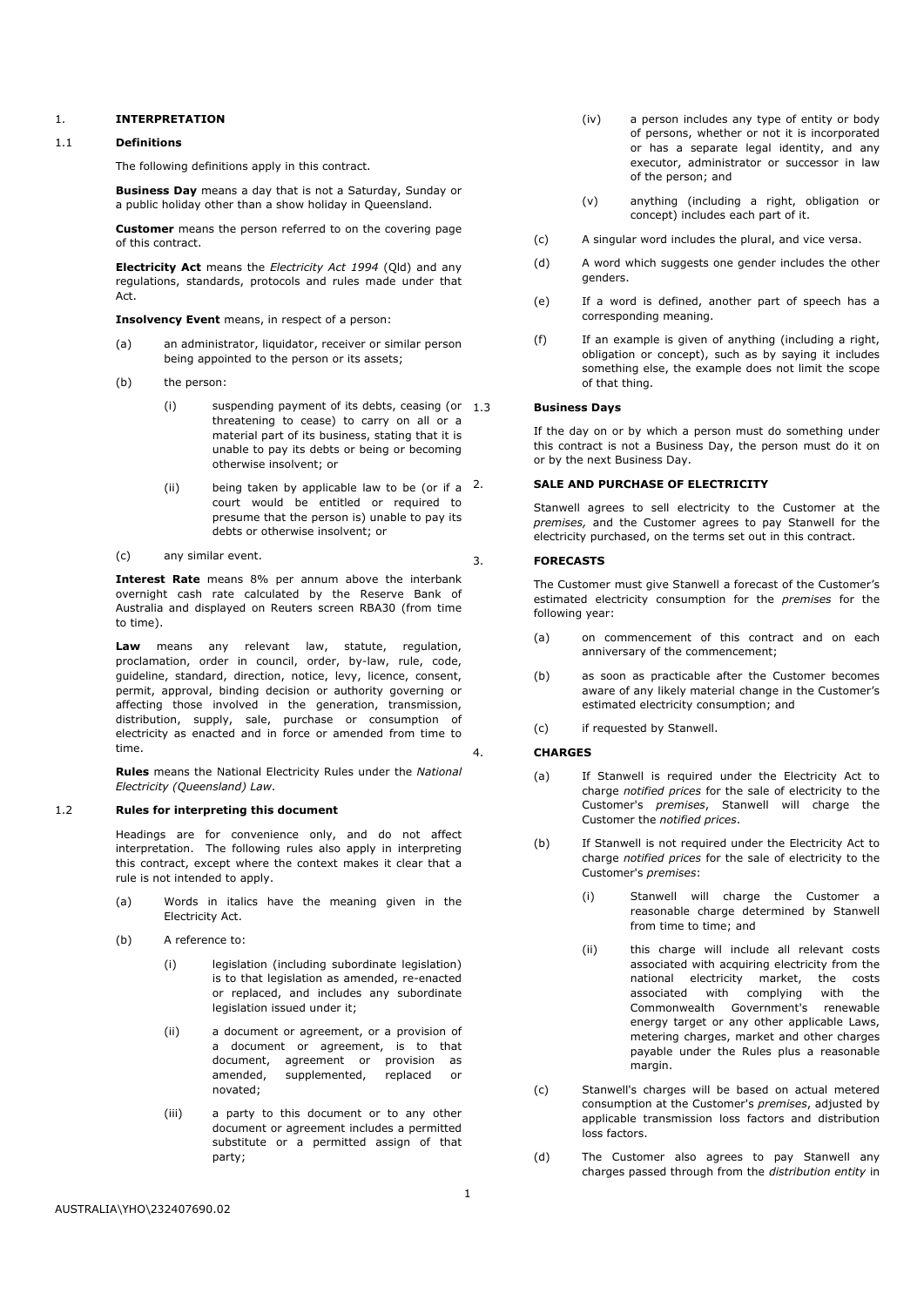## 1. INTERPRETATION

### 1.1 Definitions

The following definitions apply in this contract.

**Business Day** means a day that is not a Saturday, Sunday or a public holiday other than a show holiday in Queensland.

**Customer** means the person referred to on the covering page of this contract.

**Electricity Act** means the *Electricity Act 1994* (Qld) and any regulations, standards, protocols and rules made under that Act.

**Insolvency Event** means, in respect of a person:

(a) an administrator, liquidator, receiver or similar person being appointed to the person or its assets;

(b) the person:

  (i) suspending payment of its debts, ceasing (or threatening to cease) to carry on all or a material part of its business, stating that it is unable to pay its debts or being or becoming otherwise insolvent; or

  (ii) being taken by applicable law to be (or if a court would be entitled or required to presume that the person is) unable to pay its debts or otherwise insolvent; or

(c) any similar event.

**Interest Rate** means 8% per annum above the interbank overnight cash rate calculated by the Reserve Bank of Australia and displayed on Reuters screen RBA30 (from time to time).

**Law** means any relevant law, statute, regulation, proclamation, order in council, order, by-law, rule, code, guideline, standard, direction, notice, levy, licence, consent, permit, approval, binding decision or authority governing or affecting those involved in the generation, transmission, distribution, supply, sale, purchase or consumption of electricity as enacted and in force or amended from time to time.

**Rules** means the National Electricity Rules under the *National Electricity (Queensland) Law*.

### 1.2 Rules for interpreting this document

Headings are for convenience only, and do not affect interpretation. The following rules also apply in interpreting this contract, except where the context makes it clear that a rule is not intended to apply.

(a) Words in italics have the meaning given in the Electricity Act.

(b) A reference to:

  (i) legislation (including subordinate legislation) is to that legislation as amended, re-enacted or replaced, and includes any subordinate legislation issued under it;

  (ii) a document or agreement, or a provision of a document or agreement, is to that document, agreement or provision as amended, supplemented, replaced or novated;

  (iii) a party to this document or to any other document or agreement includes a permitted substitute or a permitted assign of that party;

  (iv) a person includes any type of entity or body of persons, whether or not it is incorporated or has a separate legal identity, and any executor, administrator or successor in law of the person; and

  (v) anything (including a right, obligation or concept) includes each part of it.

(c) A singular word includes the plural, and vice versa.

(d) A word which suggests one gender includes the other genders.

(e) If a word is defined, another part of speech has a corresponding meaning.

(f) If an example is given of anything (including a right, obligation or concept), such as by saying it includes something else, the example does not limit the scope of that thing.

### 1.3 Business Days

If the day on or by which a person must do something under this contract is not a Business Day, the person must do it on or by the next Business Day.

## 2. SALE AND PURCHASE OF ELECTRICITY

Stanwell agrees to sell electricity to the Customer at the *premises*, and the Customer agrees to pay Stanwell for the electricity purchased, on the terms set out in this contract.

## 3. FORECASTS

The Customer must give Stanwell a forecast of the Customer's estimated electricity consumption for the *premises* for the following year:

(a) on commencement of this contract and on each anniversary of the commencement;

(b) as soon as practicable after the Customer becomes aware of any likely material change in the Customer's estimated electricity consumption; and

(c) if requested by Stanwell.

## 4. CHARGES

(a) If Stanwell is required under the Electricity Act to charge *notified prices* for the sale of electricity to the Customer's *premises*, Stanwell will charge the Customer the *notified prices*.

(b) If Stanwell is not required under the Electricity Act to charge *notified prices* for the sale of electricity to the Customer's *premises*:

  (i) Stanwell will charge the Customer a reasonable charge determined by Stanwell from time to time; and

  (ii) this charge will include all relevant costs associated with acquiring electricity from the national electricity market, the costs associated with complying with the Commonwealth Government's renewable energy target or any other applicable Laws, metering charges, market and other charges payable under the Rules plus a reasonable margin.

(c) Stanwell's charges will be based on actual metered consumption at the Customer's *premises*, adjusted by applicable transmission loss factors and distribution loss factors.

(d) The Customer also agrees to pay Stanwell any charges passed through from the *distribution entity* in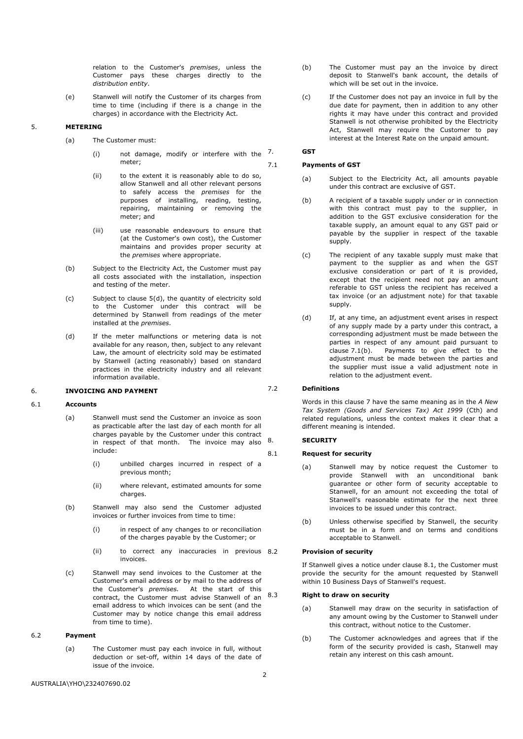relation to the Customer's *premises*, unless the Customer pays these charges directly to the *distribution entity*.

(e) Stanwell will notify the Customer of its charges from time to time (including if there is a change in the charges) in accordance with the Electricity Act.

## 5. METERING

(a) The Customer must:

(i) not damage, modify or interfere with the meter;

(ii) to the extent it is reasonably able to do so, allow Stanwell and all other relevant persons to safely access the *premises* for the purposes of installing, reading, testing, repairing, maintaining or removing the meter; and

(iii) use reasonable endeavours to ensure that (at the Customer's own cost), the Customer maintains and provides proper security at the *premises* where appropriate.

(b) Subject to the Electricity Act, the Customer must pay all costs associated with the installation, inspection and testing of the meter.

(c) Subject to clause 5(d), the quantity of electricity sold to the Customer under this contract will be determined by Stanwell from readings of the meter installed at the *premises.*

(d) If the meter malfunctions or metering data is not available for any reason, then, subject to any relevant Law, the amount of electricity sold may be estimated by Stanwell (acting reasonably) based on standard practices in the electricity industry and all relevant information available.

## 6. INVOICING AND PAYMENT

### 6.1 Accounts

(a) Stanwell must send the Customer an invoice as soon as practicable after the last day of each month for all charges payable by the Customer under this contract in respect of that month. The invoice may also include:

(i) unbilled charges incurred in respect of a previous month;

(ii) where relevant, estimated amounts for some charges.

(b) Stanwell may also send the Customer adjusted invoices or further invoices from time to time:

(i) in respect of any changes to or reconciliation of the charges payable by the Customer; or

(ii) to correct any inaccuracies in previous invoices.

(c) Stanwell may send invoices to the Customer at the Customer's email address or by mail to the address of the Customer's *premises.* At the start of this contract, the Customer must advise Stanwell of an email address to which invoices can be sent (and the Customer may by notice change this email address from time to time).

### 6.2 Payment

(a) The Customer must pay each invoice in full, without deduction or set-off, within 14 days of the date of issue of the invoice.

(b) The Customer must pay an the invoice by direct deposit to Stanwell's bank account, the details of which will be set out in the invoice.

(c) If the Customer does not pay an invoice in full by the due date for payment, then in addition to any other rights it may have under this contract and provided Stanwell is not otherwise prohibited by the Electricity Act, Stanwell may require the Customer to pay interest at the Interest Rate on the unpaid amount.

## 7. GST

### 7.1 Payments of GST

(a) Subject to the Electricity Act, all amounts payable under this contract are exclusive of GST.

(b) A recipient of a taxable supply under or in connection with this contract must pay to the supplier, in addition to the GST exclusive consideration for the taxable supply, an amount equal to any GST paid or payable by the supplier in respect of the taxable supply.

(c) The recipient of any taxable supply must make that payment to the supplier as and when the GST exclusive consideration or part of it is provided, except that the recipient need not pay an amount referable to GST unless the recipient has received a tax invoice (or an adjustment note) for that taxable supply.

(d) If, at any time, an adjustment event arises in respect of any supply made by a party under this contract, a corresponding adjustment must be made between the parties in respect of any amount paid pursuant to clause 7.1(b). Payments to give effect to the adjustment must be made between the parties and the supplier must issue a valid adjustment note in relation to the adjustment event.

### 7.2 Definitions

Words in this clause 7 have the same meaning as in the *A New Tax System (Goods and Services Tax) Act 1999* (Cth) and related regulations, unless the context makes it clear that a different meaning is intended.

## 8. SECURITY

### 8.1 Request for security

(a) Stanwell may by notice request the Customer to provide Stanwell with an unconditional bank guarantee or other form of security acceptable to Stanwell, for an amount not exceeding the total of Stanwell's reasonable estimate for the next three invoices to be issued under this contract.

(b) Unless otherwise specified by Stanwell, the security must be in a form and on terms and conditions acceptable to Stanwell.

### 8.2 Provision of security

If Stanwell gives a notice under clause 8.1, the Customer must provide the security for the amount requested by Stanwell within 10 Business Days of Stanwell's request.

### 8.3 Right to draw on security

(a) Stanwell may draw on the security in satisfaction of any amount owing by the Customer to Stanwell under this contract, without notice to the Customer.

(b) The Customer acknowledges and agrees that if the form of the security provided is cash, Stanwell may retain any interest on this cash amount.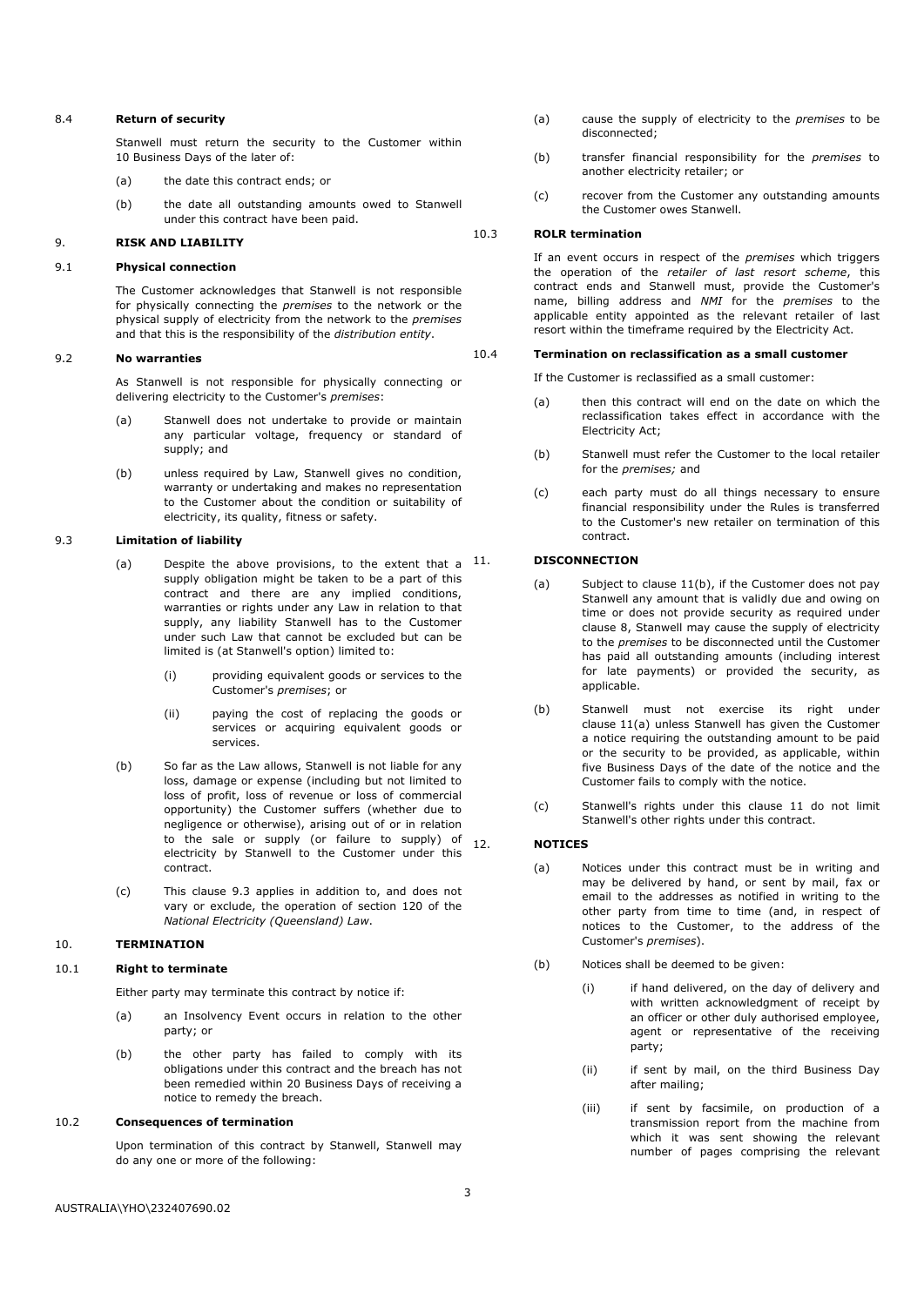### 8.4 Return of security

Stanwell must return the security to the Customer within 10 Business Days of the later of:

(a) the date this contract ends; or

(b) the date all outstanding amounts owed to Stanwell under this contract have been paid.

## 9. RISK AND LIABILITY

### 9.1 Physical connection

The Customer acknowledges that Stanwell is not responsible for physically connecting the *premises* to the network or the physical supply of electricity from the network to the *premises* and that this is the responsibility of the *distribution entity*.

### 9.2 No warranties

As Stanwell is not responsible for physically connecting or delivering electricity to the Customer's *premises*:

(a) Stanwell does not undertake to provide or maintain any particular voltage, frequency or standard of supply; and

(b) unless required by Law, Stanwell gives no condition, warranty or undertaking and makes no representation to the Customer about the condition or suitability of electricity, its quality, fitness or safety.

### 9.3 Limitation of liability

(a) Despite the above provisions, to the extent that a supply obligation might be taken to be a part of this contract and there are any implied conditions, warranties or rights under any Law in relation to that supply, any liability Stanwell has to the Customer under such Law that cannot be excluded but can be limited is (at Stanwell's option) limited to:

   (i) providing equivalent goods or services to the Customer's *premises*; or

   (ii) paying the cost of replacing the goods or services or acquiring equivalent goods or services.

(b) So far as the Law allows, Stanwell is not liable for any loss, damage or expense (including but not limited to loss of profit, loss of revenue or loss of commercial opportunity) the Customer suffers (whether due to negligence or otherwise), arising out of or in relation to the sale or supply (or failure to supply) of electricity by Stanwell to the Customer under this contract.

(c) This clause 9.3 applies in addition to, and does not vary or exclude, the operation of section 120 of the *National Electricity (Queensland) Law*.

## 10. TERMINATION

### 10.1 Right to terminate

Either party may terminate this contract by notice if:

(a) an Insolvency Event occurs in relation to the other party; or

(b) the other party has failed to comply with its obligations under this contract and the breach has not been remedied within 20 Business Days of receiving a notice to remedy the breach.

### 10.2 Consequences of termination

Upon termination of this contract by Stanwell, Stanwell may do any one or more of the following:

(a) cause the supply of electricity to the *premises* to be disconnected;

(b) transfer financial responsibility for the *premises* to another electricity retailer; or

(c) recover from the Customer any outstanding amounts the Customer owes Stanwell.

### 10.3 ROLR termination

If an event occurs in respect of the *premises* which triggers the operation of the *retailer of last resort scheme*, this contract ends and Stanwell must, provide the Customer's name, billing address and *NMI* for the *premises* to the applicable entity appointed as the relevant retailer of last resort within the timeframe required by the Electricity Act.

### 10.4 Termination on reclassification as a small customer

If the Customer is reclassified as a small customer:

(a) then this contract will end on the date on which the reclassification takes effect in accordance with the Electricity Act;

(b) Stanwell must refer the Customer to the local retailer for the *premises;* and

(c) each party must do all things necessary to ensure financial responsibility under the Rules is transferred to the Customer's new retailer on termination of this contract.

## 11. DISCONNECTION

(a) Subject to clause 11(b), if the Customer does not pay Stanwell any amount that is validly due and owing on time or does not provide security as required under clause 8, Stanwell may cause the supply of electricity to the *premises* to be disconnected until the Customer has paid all outstanding amounts (including interest for late payments) or provided the security, as applicable.

(b) Stanwell must not exercise its right under clause 11(a) unless Stanwell has given the Customer a notice requiring the outstanding amount to be paid or the security to be provided, as applicable, within five Business Days of the date of the notice and the Customer fails to comply with the notice.

(c) Stanwell's rights under this clause 11 do not limit Stanwell's other rights under this contract.

## 12. NOTICES

(a) Notices under this contract must be in writing and may be delivered by hand, or sent by mail, fax or email to the addresses as notified in writing to the other party from time to time (and, in respect of notices to the Customer, to the address of the Customer's *premises*).

(b) Notices shall be deemed to be given:

   (i) if hand delivered, on the day of delivery and with written acknowledgment of receipt by an officer or other duly authorised employee, agent or representative of the receiving party;

   (ii) if sent by mail, on the third Business Day after mailing;

   (iii) if sent by facsimile, on production of a transmission report from the machine from which it was sent showing the relevant number of pages comprising the relevant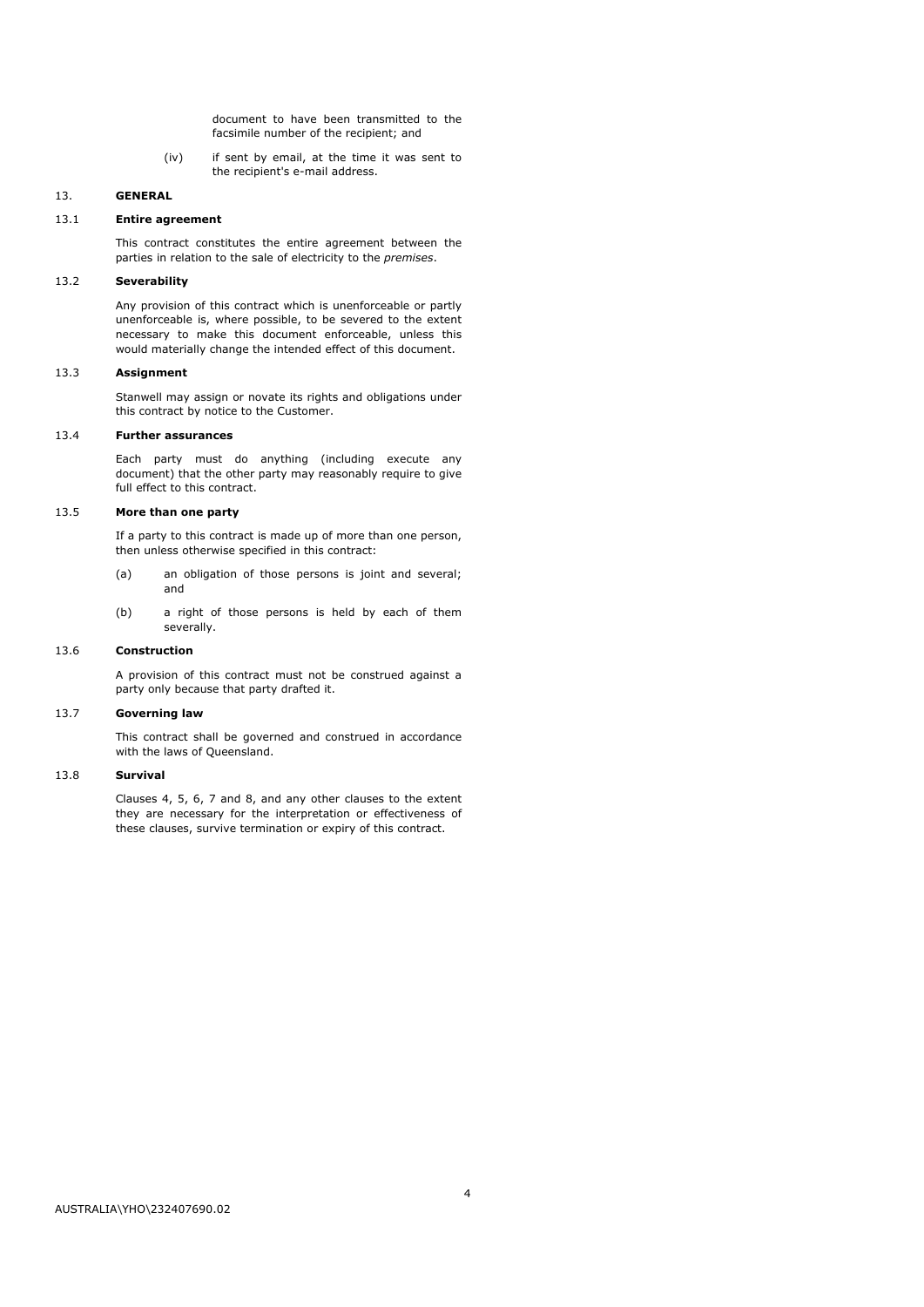document to have been transmitted to the facsimile number of the recipient; and

(iv) if sent by email, at the time it was sent to the recipient's e-mail address.

## 13. GENERAL

### 13.1 Entire agreement

This contract constitutes the entire agreement between the parties in relation to the sale of electricity to the *premises*.

### 13.2 Severability

Any provision of this contract which is unenforceable or partly unenforceable is, where possible, to be severed to the extent necessary to make this document enforceable, unless this would materially change the intended effect of this document.

### 13.3 Assignment

Stanwell may assign or novate its rights and obligations under this contract by notice to the Customer.

### 13.4 Further assurances

Each party must do anything (including execute any document) that the other party may reasonably require to give full effect to this contract.

### 13.5 More than one party

If a party to this contract is made up of more than one person, then unless otherwise specified in this contract:

(a) an obligation of those persons is joint and several; and

(b) a right of those persons is held by each of them severally.

### 13.6 Construction

A provision of this contract must not be construed against a party only because that party drafted it.

### 13.7 Governing law

This contract shall be governed and construed in accordance with the laws of Queensland.

### 13.8 Survival

Clauses 4, 5, 6, 7 and 8, and any other clauses to the extent they are necessary for the interpretation or effectiveness of these clauses, survive termination or expiry of this contract.

AUSTRALIA\YHO\232407690.02